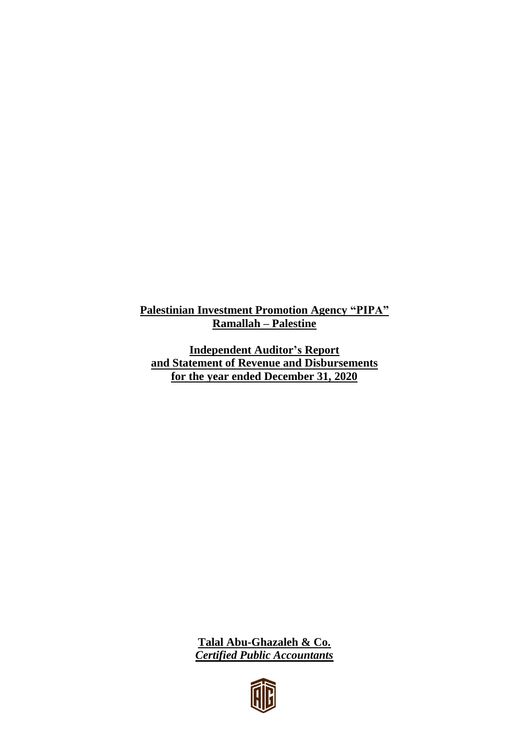**Palestinian Investment Promotion Agency "PIPA"**
**Ramallah – Palestine**

**Independent Auditor's Report**
**and Statement of Revenue and Disbursements**
**for the year ended December 31, 2020**

**Talal Abu-Ghazaleh & Co.**
***Certified Public Accountants***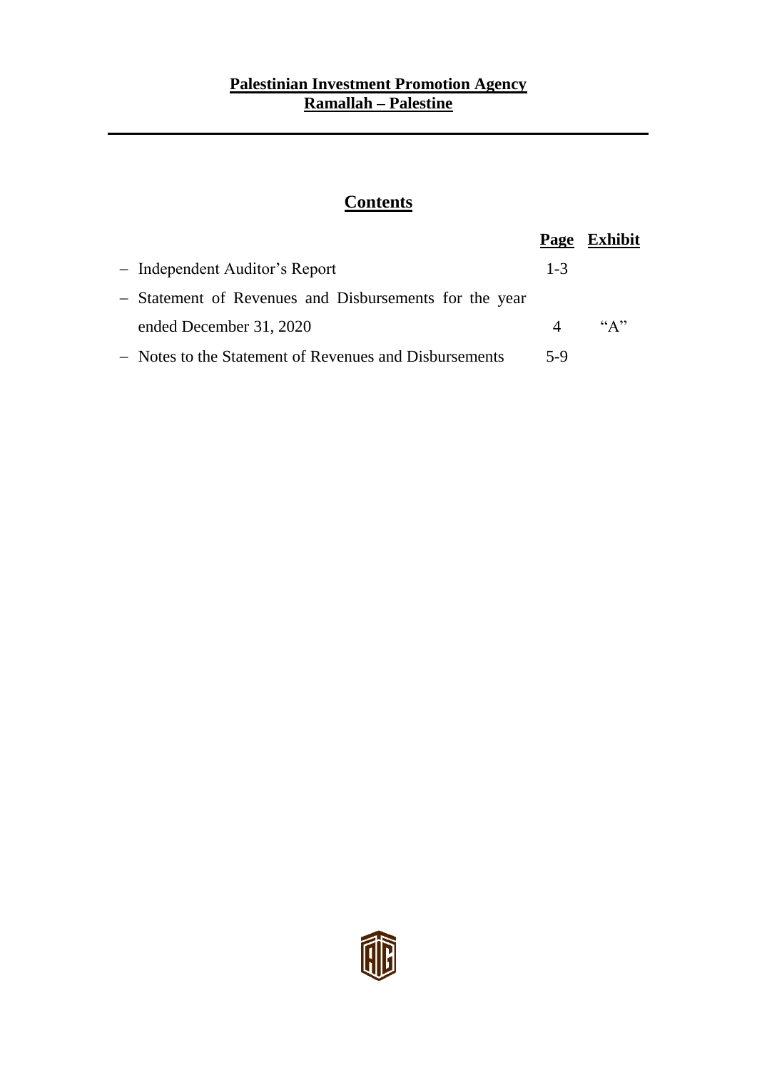**Palestinian Investment Promotion Agency**
**Ramallah – Palestine**

## Contents

| | Page | Exhibit |
|---|---|---|
| – Independent Auditor's Report | 1-3 | |
| – Statement of Revenues and Disbursements for the year ended December 31, 2020 | 4 | "A" |
| – Notes to the Statement of Revenues and Disbursements | 5-9 | |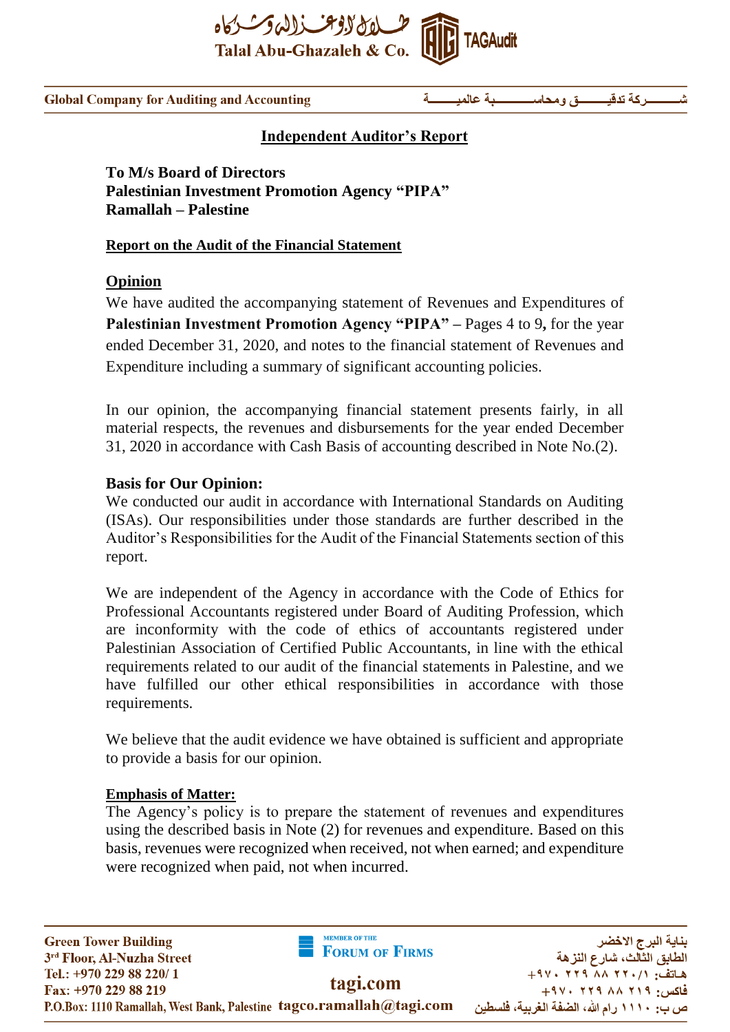## Independent Auditor's Report

**To M/s Board of Directors**
**Palestinian Investment Promotion Agency "PIPA"**
**Ramallah – Palestine**

### Report on the Audit of the Financial Statement

#### Opinion

We have audited the accompanying statement of Revenues and Expenditures of **Palestinian Investment Promotion Agency "PIPA" –** Pages 4 to 9**,** for the year ended December 31, 2020, and notes to the financial statement of Revenues and Expenditure including a summary of significant accounting policies.

In our opinion, the accompanying financial statement presents fairly, in all material respects, the revenues and disbursements for the year ended December 31, 2020 in accordance with Cash Basis of accounting described in Note No.(2).

#### Basis for Our Opinion:

We conducted our audit in accordance with International Standards on Auditing (ISAs). Our responsibilities under those standards are further described in the Auditor's Responsibilities for the Audit of the Financial Statements section of this report.

We are independent of the Agency in accordance with the Code of Ethics for Professional Accountants registered under Board of Auditing Profession, which are inconformity with the code of ethics of accountants registered under Palestinian Association of Certified Public Accountants, in line with the ethical requirements related to our audit of the financial statements in Palestine, and we have fulfilled our other ethical responsibilities in accordance with those requirements.

We believe that the audit evidence we have obtained is sufficient and appropriate to provide a basis for our opinion.

#### Emphasis of Matter:

The Agency's policy is to prepare the statement of revenues and expenditures using the described basis in Note (2) for revenues and expenditure. Based on this basis, revenues were recognized when received, not when earned; and expenditure were recognized when paid, not when incurred.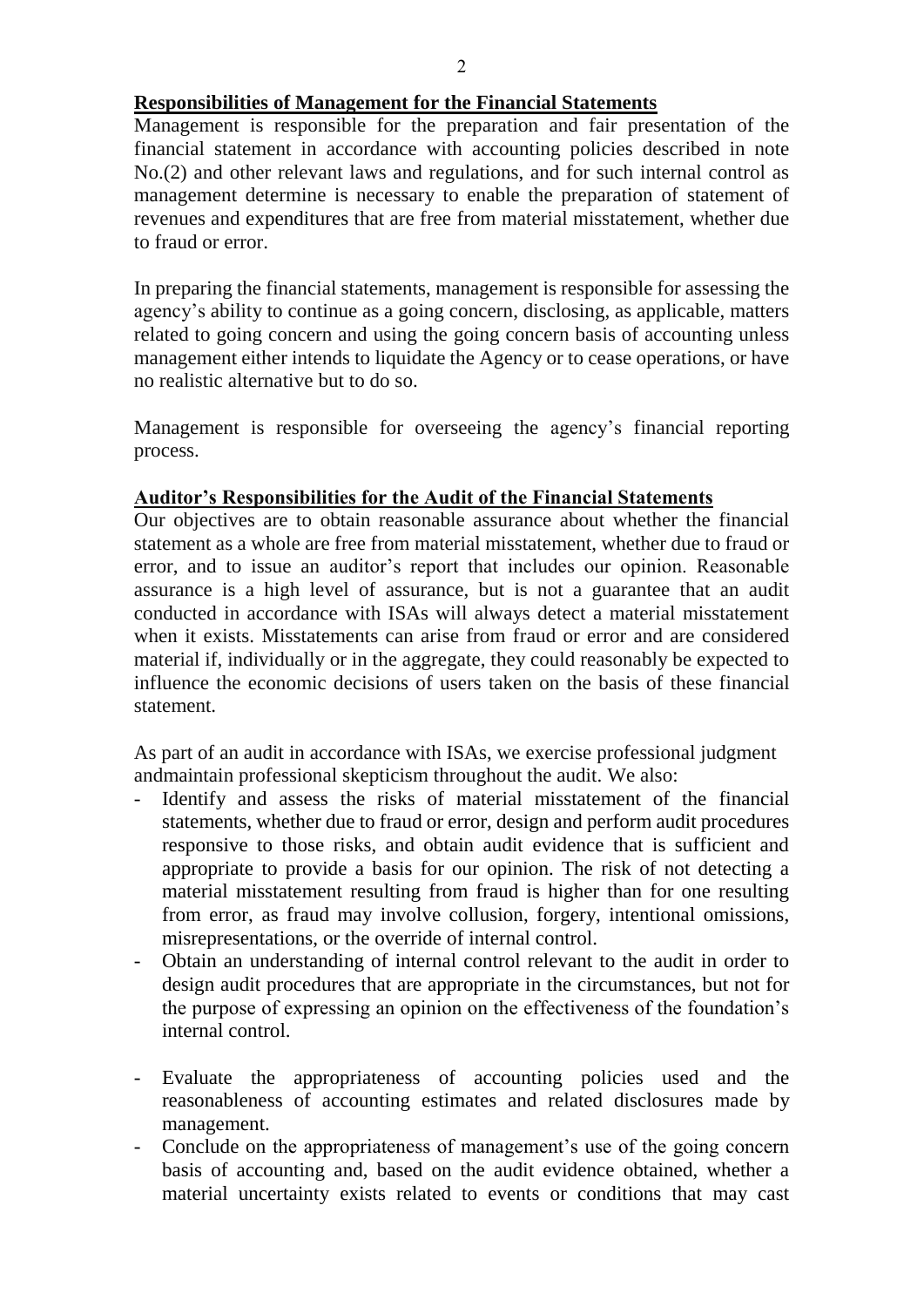**Responsibilities of Management for the Financial Statements**

Management is responsible for the preparation and fair presentation of the financial statement in accordance with accounting policies described in note No.(2) and other relevant laws and regulations, and for such internal control as management determine is necessary to enable the preparation of statement of revenues and expenditures that are free from material misstatement, whether due to fraud or error.

In preparing the financial statements, management is responsible for assessing the agency's ability to continue as a going concern, disclosing, as applicable, matters related to going concern and using the going concern basis of accounting unless management either intends to liquidate the Agency or to cease operations, or have no realistic alternative but to do so.

Management is responsible for overseeing the agency's financial reporting process.

**Auditor's Responsibilities for the Audit of the Financial Statements**

Our objectives are to obtain reasonable assurance about whether the financial statement as a whole are free from material misstatement, whether due to fraud or error, and to issue an auditor's report that includes our opinion. Reasonable assurance is a high level of assurance, but is not a guarantee that an audit conducted in accordance with ISAs will always detect a material misstatement when it exists. Misstatements can arise from fraud or error and are considered material if, individually or in the aggregate, they could reasonably be expected to influence the economic decisions of users taken on the basis of these financial statement.

As part of an audit in accordance with ISAs, we exercise professional judgment andmaintain professional skepticism throughout the audit. We also:

- Identify and assess the risks of material misstatement of the financial statements, whether due to fraud or error, design and perform audit procedures responsive to those risks, and obtain audit evidence that is sufficient and appropriate to provide a basis for our opinion. The risk of not detecting a material misstatement resulting from fraud is higher than for one resulting from error, as fraud may involve collusion, forgery, intentional omissions, misrepresentations, or the override of internal control.
- Obtain an understanding of internal control relevant to the audit in order to design audit procedures that are appropriate in the circumstances, but not for the purpose of expressing an opinion on the effectiveness of the foundation's internal control.
- Evaluate the appropriateness of accounting policies used and the reasonableness of accounting estimates and related disclosures made by management.
- Conclude on the appropriateness of management's use of the going concern basis of accounting and, based on the audit evidence obtained, whether a material uncertainty exists related to events or conditions that may cast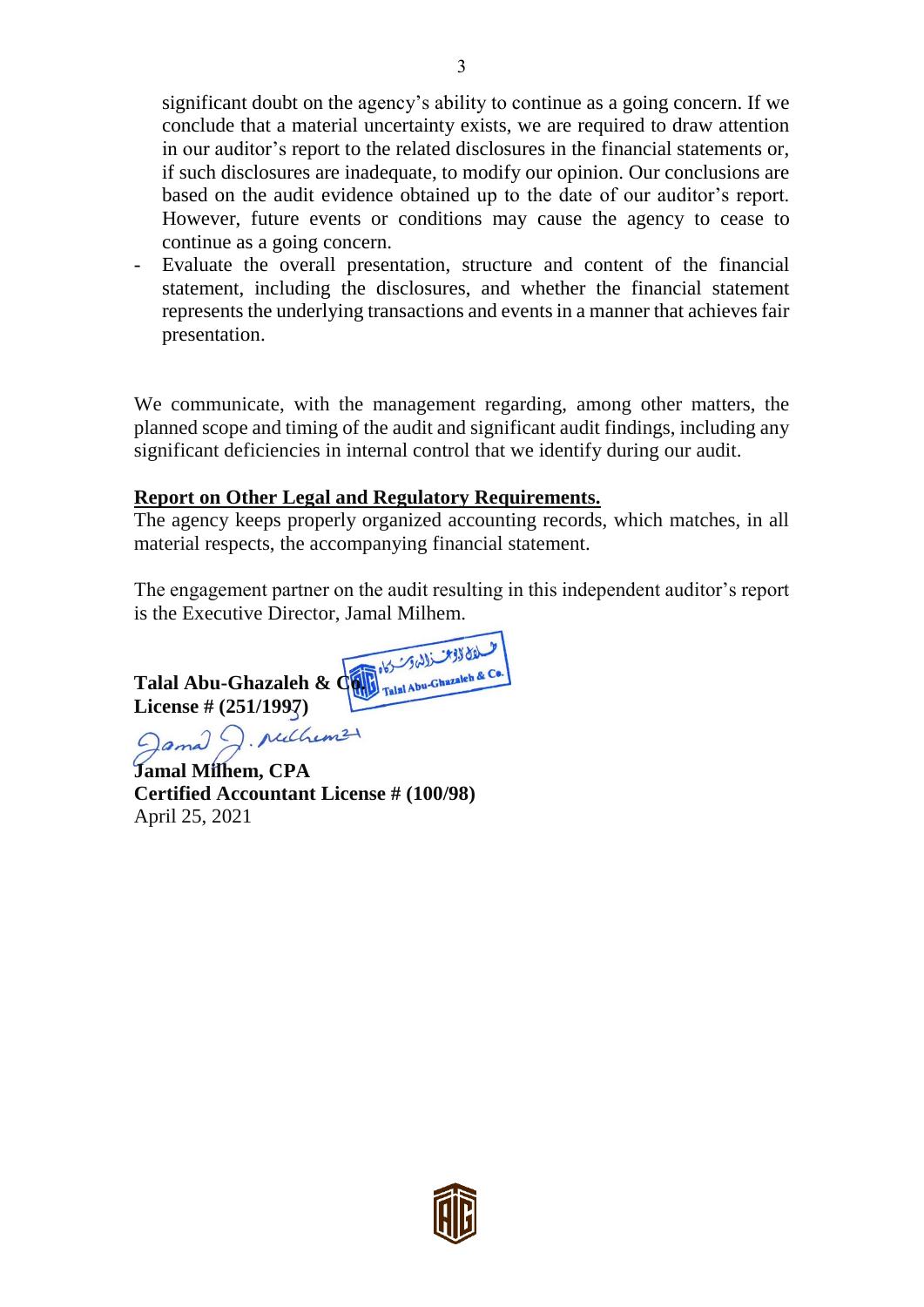significant doubt on the agency's ability to continue as a going concern. If we conclude that a material uncertainty exists, we are required to draw attention in our auditor's report to the related disclosures in the financial statements or, if such disclosures are inadequate, to modify our opinion. Our conclusions are based on the audit evidence obtained up to the date of our auditor's report. However, future events or conditions may cause the agency to cease to continue as a going concern.

- Evaluate the overall presentation, structure and content of the financial statement, including the disclosures, and whether the financial statement represents the underlying transactions and events in a manner that achieves fair presentation.

We communicate, with the management regarding, among other matters, the planned scope and timing of the audit and significant audit findings, including any significant deficiencies in internal control that we identify during our audit.

**Report on Other Legal and Regulatory Requirements.**

The agency keeps properly organized accounting records, which matches, in all material respects, the accompanying financial statement.

The engagement partner on the audit resulting in this independent auditor's report is the Executive Director, Jamal Milhem.

**Talal Abu-Ghazaleh & Co.**
**License # (251/1997)**

**Jamal Milhem, CPA**
**Certified Accountant License # (100/98)**
April 25, 2021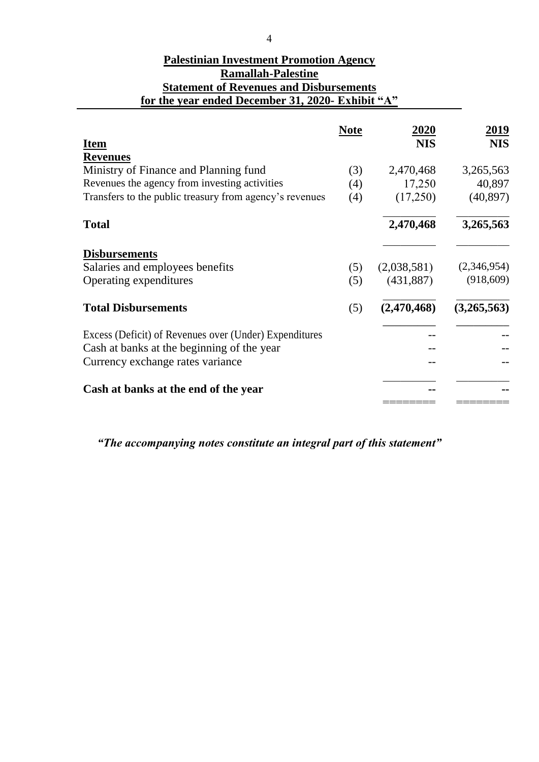**Palestinian Investment Promotion Agency**
**Ramallah-Palestine**
**Statement of Revenues and Disbursements**
**for the year ended December 31, 2020- Exhibit "A"**

| Item | Note | 2020 NIS | 2019 NIS |
|---|---|---|---|
| **Revenues** | | | |
| Ministry of Finance and Planning fund | (3) | 2,470,468 | 3,265,563 |
| Revenues the agency from investing activities | (4) | 17,250 | 40,897 |
| Transfers to the public treasury from agency's revenues | (4) | (17,250) | (40,897) |
| **Total** | | **2,470,468** | **3,265,563** |
| **Disbursements** | | | |
| Salaries and employees benefits | (5) | (2,038,581) | (2,346,954) |
| Operating expenditures | (5) | (431,887) | (918,609) |
| **Total Disbursements** | (5) | **(2,470,468)** | **(3,265,563)** |
| Excess (Deficit) of Revenues over (Under) Expenditures | | -- | -- |
| Cash at banks at the beginning of the year | | -- | -- |
| Currency exchange rates variance | | -- | -- |
| **Cash at banks at the end of the year** | | **--** | **--** |

***"The accompanying notes constitute an integral part of this statement"***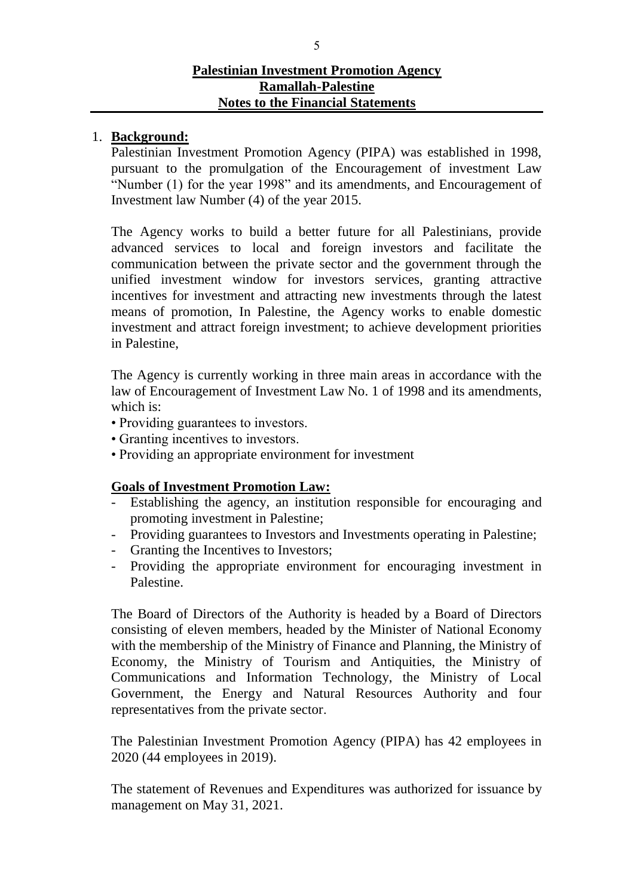**Palestinian Investment Promotion Agency**
**Ramallah-Palestine**
**Notes to the Financial Statements**

1. **Background:**

Palestinian Investment Promotion Agency (PIPA) was established in 1998, pursuant to the promulgation of the Encouragement of investment Law "Number (1) for the year 1998" and its amendments, and Encouragement of Investment law Number (4) of the year 2015.

The Agency works to build a better future for all Palestinians, provide advanced services to local and foreign investors and facilitate the communication between the private sector and the government through the unified investment window for investors services, granting attractive incentives for investment and attracting new investments through the latest means of promotion, In Palestine, the Agency works to enable domestic investment and attract foreign investment; to achieve development priorities in Palestine,

The Agency is currently working in three main areas in accordance with the law of Encouragement of Investment Law No. 1 of 1998 and its amendments, which is:

- Providing guarantees to investors.
- Granting incentives to investors.
- Providing an appropriate environment for investment

**Goals of Investment Promotion Law:**

- Establishing the agency, an institution responsible for encouraging and promoting investment in Palestine;
- Providing guarantees to Investors and Investments operating in Palestine;
- Granting the Incentives to Investors;
- Providing the appropriate environment for encouraging investment in Palestine.

The Board of Directors of the Authority is headed by a Board of Directors consisting of eleven members, headed by the Minister of National Economy with the membership of the Ministry of Finance and Planning, the Ministry of Economy, the Ministry of Tourism and Antiquities, the Ministry of Communications and Information Technology, the Ministry of Local Government, the Energy and Natural Resources Authority and four representatives from the private sector.

The Palestinian Investment Promotion Agency (PIPA) has 42 employees in 2020 (44 employees in 2019).

The statement of Revenues and Expenditures was authorized for issuance by management on May 31, 2021.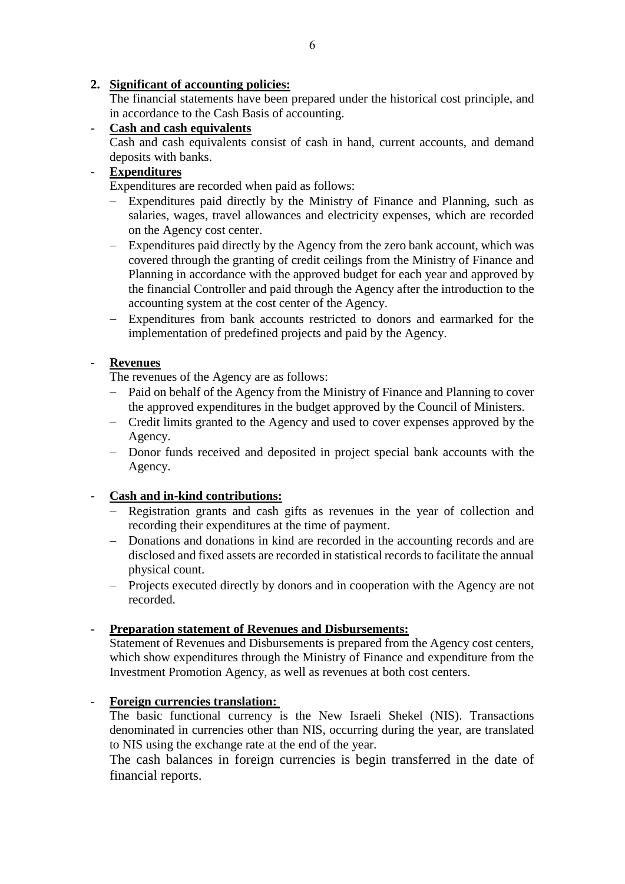## 2. Significant of accounting policies:

The financial statements have been prepared under the historical cost principle, and in accordance to the Cash Basis of accounting.

- **Cash and cash equivalents**

  Cash and cash equivalents consist of cash in hand, current accounts, and demand deposits with banks.

- **Expenditures**

  Expenditures are recorded when paid as follows:

  - Expenditures paid directly by the Ministry of Finance and Planning, such as salaries, wages, travel allowances and electricity expenses, which are recorded on the Agency cost center.
  - Expenditures paid directly by the Agency from the zero bank account, which was covered through the granting of credit ceilings from the Ministry of Finance and Planning in accordance with the approved budget for each year and approved by the financial Controller and paid through the Agency after the introduction to the accounting system at the cost center of the Agency.
  - Expenditures from bank accounts restricted to donors and earmarked for the implementation of predefined projects and paid by the Agency.

- **Revenues**

  The revenues of the Agency are as follows:

  - Paid on behalf of the Agency from the Ministry of Finance and Planning to cover the approved expenditures in the budget approved by the Council of Ministers.
  - Credit limits granted to the Agency and used to cover expenses approved by the Agency.
  - Donor funds received and deposited in project special bank accounts with the Agency.

- **Cash and in-kind contributions:**

  - Registration grants and cash gifts as revenues in the year of collection and recording their expenditures at the time of payment.
  - Donations and donations in kind are recorded in the accounting records and are disclosed and fixed assets are recorded in statistical records to facilitate the annual physical count.
  - Projects executed directly by donors and in cooperation with the Agency are not recorded.

- **Preparation statement of Revenues and Disbursements:**

  Statement of Revenues and Disbursements is prepared from the Agency cost centers, which show expenditures through the Ministry of Finance and expenditure from the Investment Promotion Agency, as well as revenues at both cost centers.

- **Foreign currencies translation:**

  The basic functional currency is the New Israeli Shekel (NIS). Transactions denominated in currencies other than NIS, occurring during the year, are translated to NIS using the exchange rate at the end of the year.

  The cash balances in foreign currencies is begin transferred in the date of financial reports.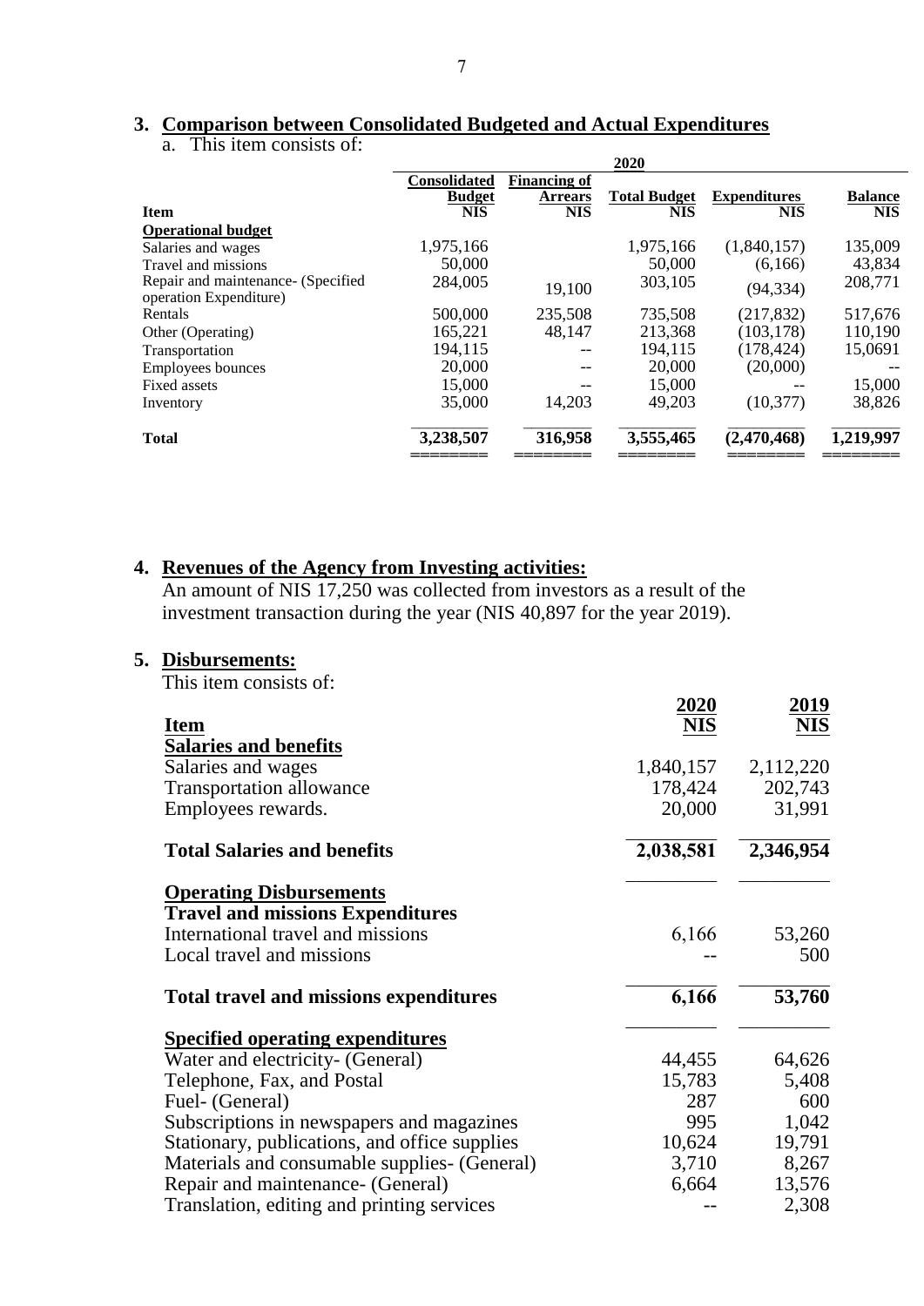## 3. Comparison between Consolidated Budgeted and Actual Expenditures

a. This item consists of:

| | 2020 | | | | |
|---|---|---|---|---|---|
| **Item** | **Consolidated Budget NIS** | **Financing of Arrears NIS** | **Total Budget NIS** | **Expenditures NIS** | **Balance NIS** |
| **Operational budget** | | | | | |
| Salaries and wages | 1,975,166 | | 1,975,166 | (1,840,157) | 135,009 |
| Travel and missions | 50,000 | | 50,000 | (6,166) | 43,834 |
| Repair and maintenance- (Specified operation Expenditure) | 284,005 | 19,100 | 303,105 | (94,334) | 208,771 |
| Rentals | 500,000 | 235,508 | 735,508 | (217,832) | 517,676 |
| Other (Operating) | 165,221 | 48,147 | 213,368 | (103,178) | 110,190 |
| Transportation | 194,115 | -- | 194,115 | (178,424) | 15,0691 |
| Employees bounces | 20,000 | -- | 20,000 | (20,000) | -- |
| Fixed assets | 15,000 | -- | 15,000 | -- | 15,000 |
| Inventory | 35,000 | 14,203 | 49,203 | (10,377) | 38,826 |
| **Total** | **3,238,507** | **316,958** | **3,555,465** | **(2,470,468)** | **1,219,997** |

## 4. Revenues of the Agency from Investing activities:

An amount of NIS 17,250 was collected from investors as a result of the investment transaction during the year (NIS 40,897 for the year 2019).

## 5. Disbursements:

This item consists of:

| **Item** | **2020 NIS** | **2019 NIS** |
|---|---|---|
| **Salaries and benefits** | | |
| Salaries and wages | 1,840,157 | 2,112,220 |
| Transportation allowance | 178,424 | 202,743 |
| Employees rewards. | 20,000 | 31,991 |
| **Total Salaries and benefits** | **2,038,581** | **2,346,954** |
| **Operating Disbursements** | | |
| **Travel and missions Expenditures** | | |
| International travel and missions | 6,166 | 53,260 |
| Local travel and missions | -- | 500 |
| **Total travel and missions expenditures** | **6,166** | **53,760** |
| **Specified operating expenditures** | | |
| Water and electricity- (General) | 44,455 | 64,626 |
| Telephone, Fax, and Postal | 15,783 | 5,408 |
| Fuel- (General) | 287 | 600 |
| Subscriptions in newspapers and magazines | 995 | 1,042 |
| Stationary, publications, and office supplies | 10,624 | 19,791 |
| Materials and consumable supplies- (General) | 3,710 | 8,267 |
| Repair and maintenance- (General) | 6,664 | 13,576 |
| Translation, editing and printing services | -- | 2,308 |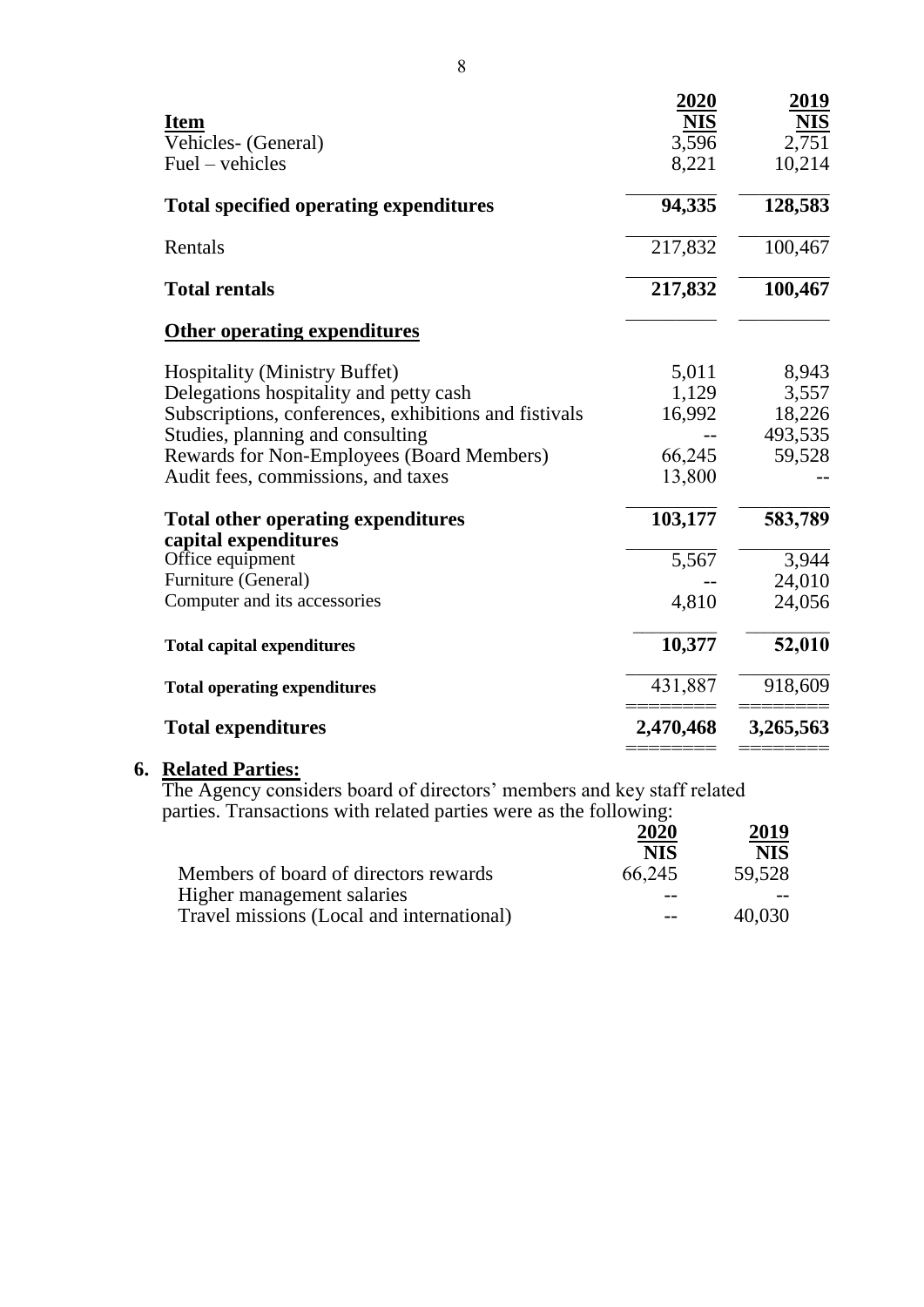| Item | 2020 NIS | 2019 NIS |
|---|---|---|
| Vehicles- (General) | 3,596 | 2,751 |
| Fuel – vehicles | 8,221 | 10,214 |
| **Total specified operating expenditures** | **94,335** | **128,583** |
| Rentals | 217,832 | 100,467 |
| **Total rentals** | **217,832** | **100,467** |
| **Other operating expenditures** | | |
| Hospitality (Ministry Buffet) | 5,011 | 8,943 |
| Delegations hospitality and petty cash | 1,129 | 3,557 |
| Subscriptions, conferences, exhibitions and fistivals | 16,992 | 18,226 |
| Studies, planning and consulting | -- | 493,535 |
| Rewards for Non-Employees (Board Members) | 66,245 | 59,528 |
| Audit fees, commissions, and taxes | 13,800 | -- |
| **Total other operating expenditures** | **103,177** | **583,789** |
| **capital expenditures** | | |
| Office equipment | 5,567 | 3,944 |
| Furniture (General) | -- | 24,010 |
| Computer and its accessories | 4,810 | 24,056 |
| **Total capital expenditures** | **10,377** | **52,010** |
| **Total operating expenditures** | 431,887 | 918,609 |
| **Total expenditures** | **2,470,468** | **3,265,563** |

## 6. Related Parties:

The Agency considers board of directors' members and key staff related parties. Transactions with related parties were as the following:

| | 2020 NIS | 2019 NIS |
|---|---|---|
| Members of board of directors rewards | 66,245 | 59,528 |
| Higher management salaries | -- | -- |
| Travel missions (Local and international) | -- | 40,030 |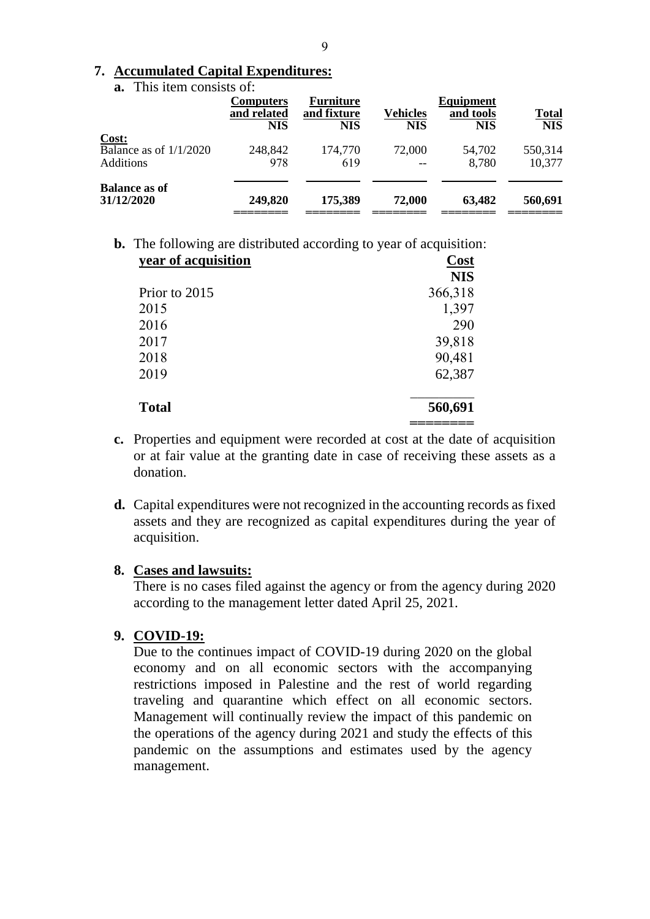## 7. Accumulated Capital Expenditures:

**a.** This item consists of:

| | Computers and related NIS | Furniture and fixture NIS | Vehicles NIS | Equipment and tools NIS | Total NIS |
|---|---|---|---|---|---|
| **Cost:** | | | | | |
| Balance as of 1/1/2020 | 248,842 | 174,770 | 72,000 | 54,702 | 550,314 |
| Additions | 978 | 619 | -- | 8,780 | 10,377 |
| **Balance as of 31/12/2020** | **249,820** | **175,389** | **72,000** | **63,482** | **560,691** |

**b.** The following are distributed according to year of acquisition:

| year of acquisition | Cost NIS |
|---|---|
| Prior to 2015 | 366,318 |
| 2015 | 1,397 |
| 2016 | 290 |
| 2017 | 39,818 |
| 2018 | 90,481 |
| 2019 | 62,387 |
| **Total** | **560,691** |

**c.** Properties and equipment were recorded at cost at the date of acquisition or at fair value at the granting date in case of receiving these assets as a donation.

**d.** Capital expenditures were not recognized in the accounting records as fixed assets and they are recognized as capital expenditures during the year of acquisition.

## 8. Cases and lawsuits:

There is no cases filed against the agency or from the agency during 2020 according to the management letter dated April 25, 2021.

## 9. COVID-19:

Due to the continues impact of COVID-19 during 2020 on the global economy and on all economic sectors with the accompanying restrictions imposed in Palestine and the rest of world regarding traveling and quarantine which effect on all economic sectors. Management will continually review the impact of this pandemic on the operations of the agency during 2021 and study the effects of this pandemic on the assumptions and estimates used by the agency management.